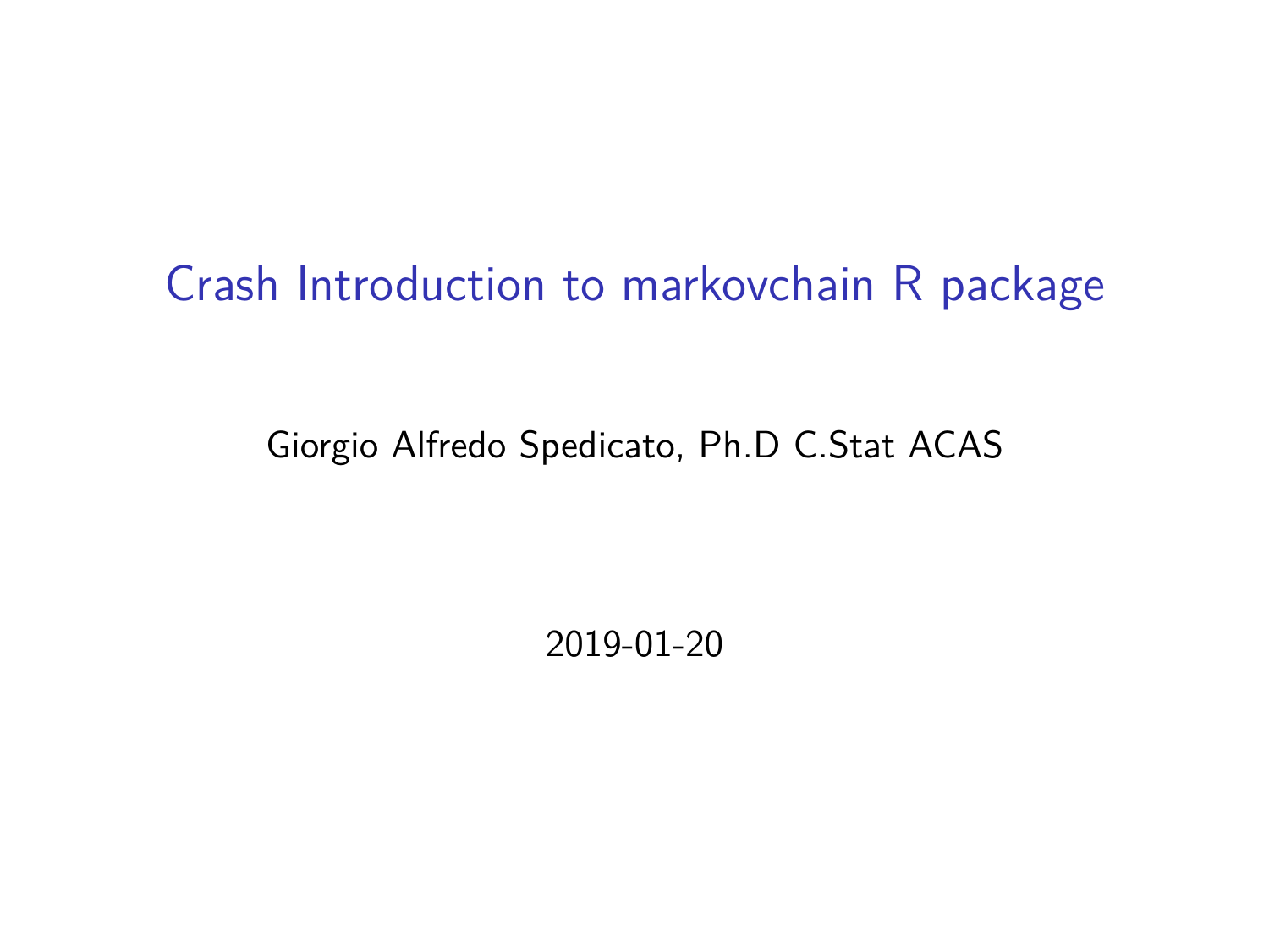# Crash Introduction to markovchain R package

Giorgio Alfredo Spedicato, Ph.D C.Stat ACAS

2019-01-20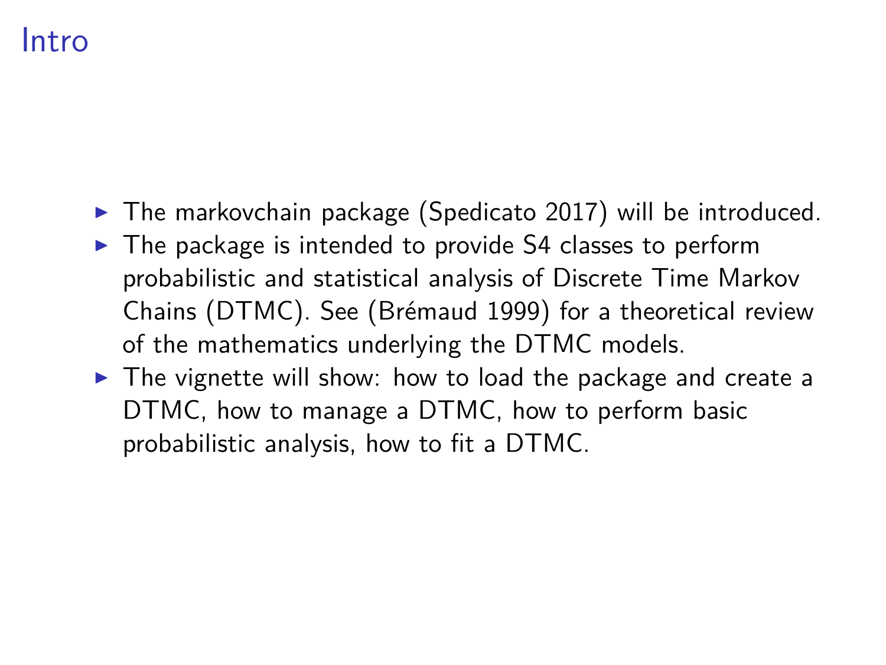# Intro

- The markovchain package (Spedicato 2017) will be introduced.
- The package is intended to provide S4 classes to perform probabilistic and statistical analysis of Discrete Time Markov Chains (DTMC). See (Brémaud 1999) for a theoretical review of the mathematics underlying the DTMC models.
- The vignette will show: how to load the package and create a DTMC, how to manage a DTMC, how to perform basic probabilistic analysis, how to fit a DTMC.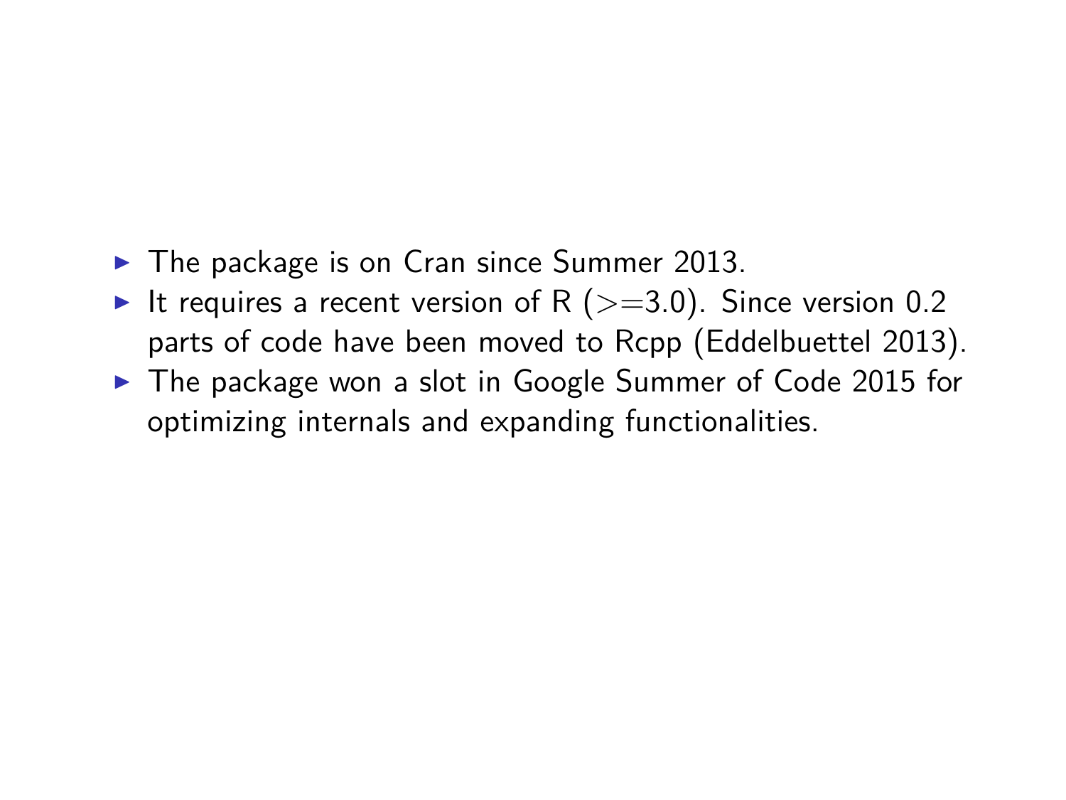- The package is on Cran since Summer 2013.
- It requires a recent version of R ($>=$3.0). Since version 0.2 parts of code have been moved to Rcpp (Eddelbuettel 2013).
- The package won a slot in Google Summer of Code 2015 for optimizing internals and expanding functionalities.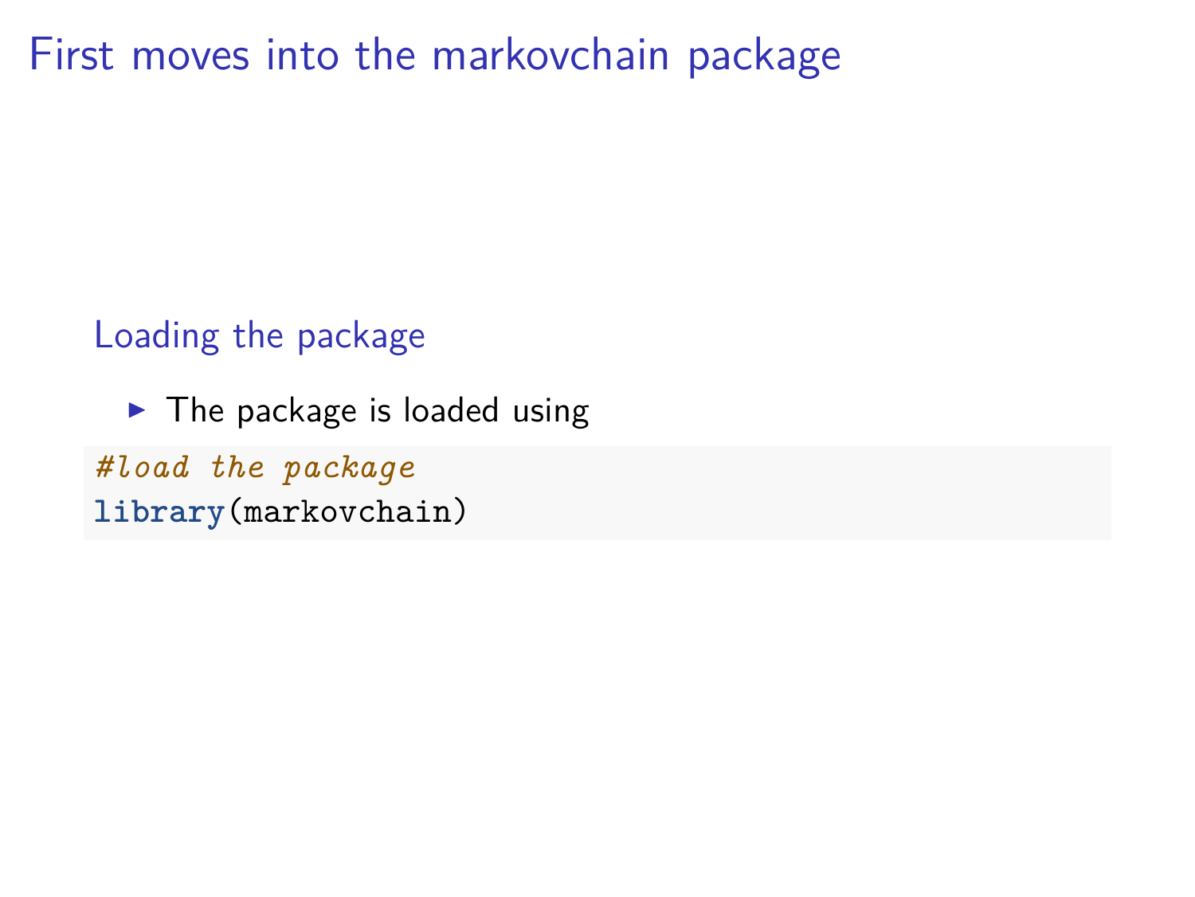# First moves into the markovchain package

## Loading the package

- The package is loaded using

```r
#load the package
library(markovchain)
```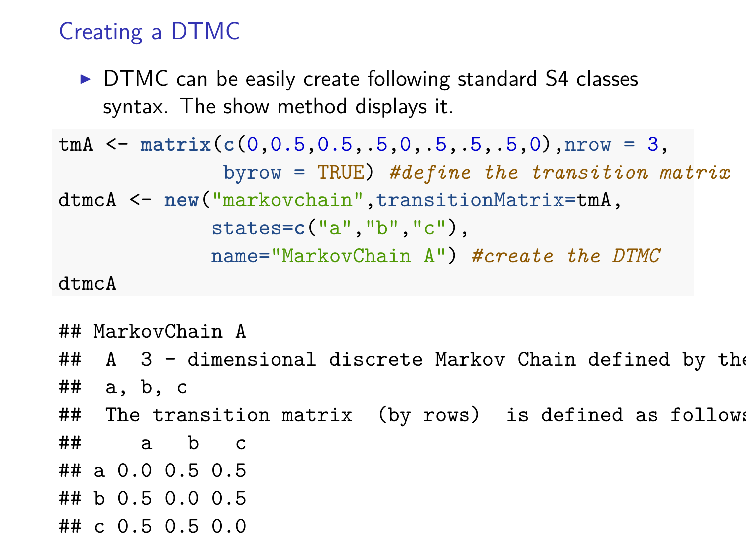## Creating a DTMC

- DTMC can be easily create following standard S4 classes syntax. The show method displays it.

```
tmA <- matrix(c(0,0.5,0.5,.5,0,.5,.5,.5,0),nrow = 3,
              byrow = TRUE) #define the transition matrix
dtmcA <- new("markovchain",transitionMatrix=tmA,
             states=c("a","b","c"),
             name="MarkovChain A") #create the DTMC
dtmcA
```

```
## MarkovChain A
##  A  3 - dimensional discrete Markov Chain defined by the
##  a, b, c
##  The transition matrix  (by rows)  is defined as follows
##     a   b   c
## a 0.0 0.5 0.5
## b 0.5 0.0 0.5
## c 0.5 0.5 0.0
```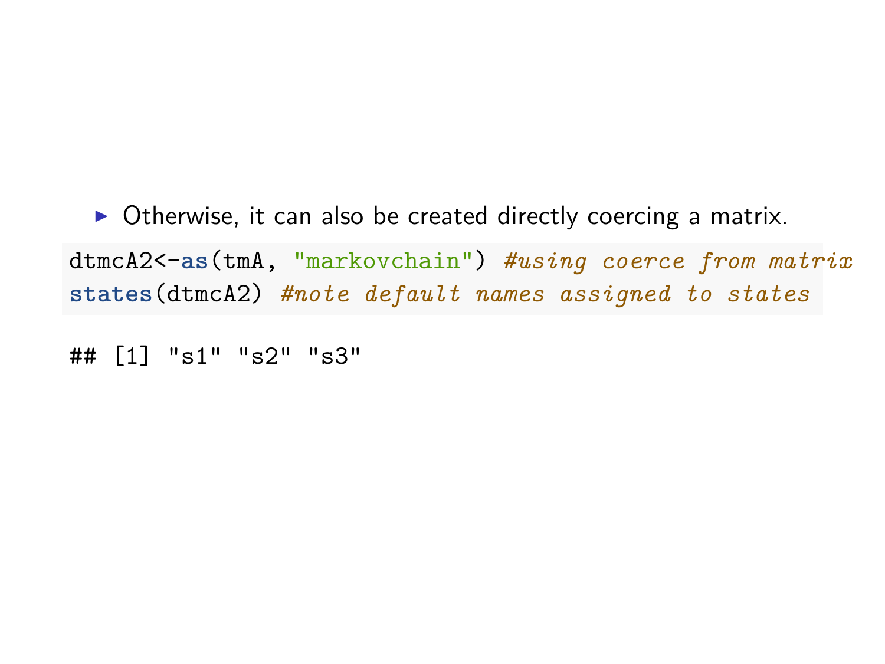- Otherwise, it can also be created directly coercing a matrix.

```
dtmcA2<-as(tmA, "markovchain") #using coerce from matrix
states(dtmcA2) #note default names assigned to states
```

```
## [1] "s1" "s2" "s3"
```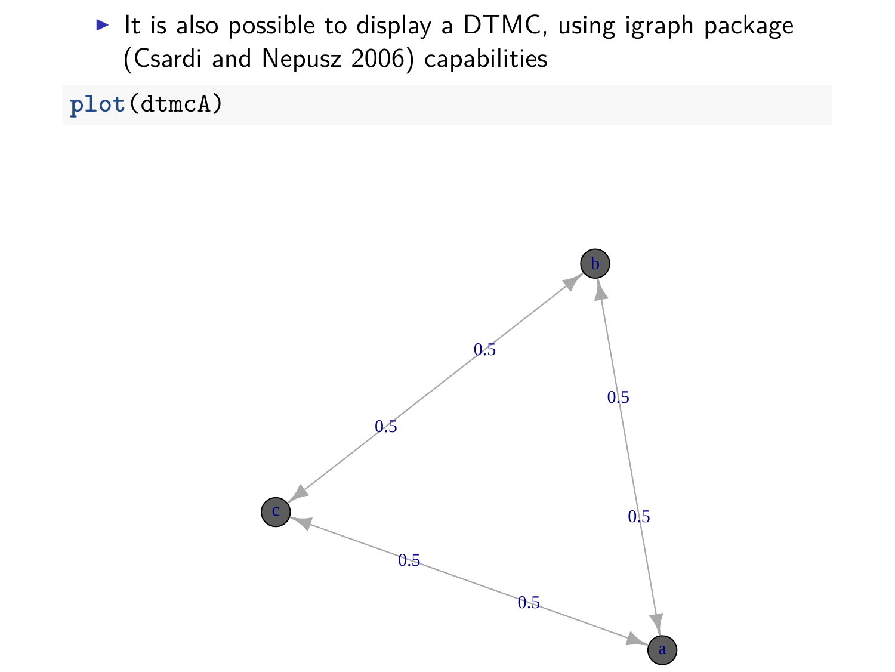- It is also possible to display a DTMC, using igraph package (Csardi and Nepusz 2006) capabilities

```
plot(dtmcA)
```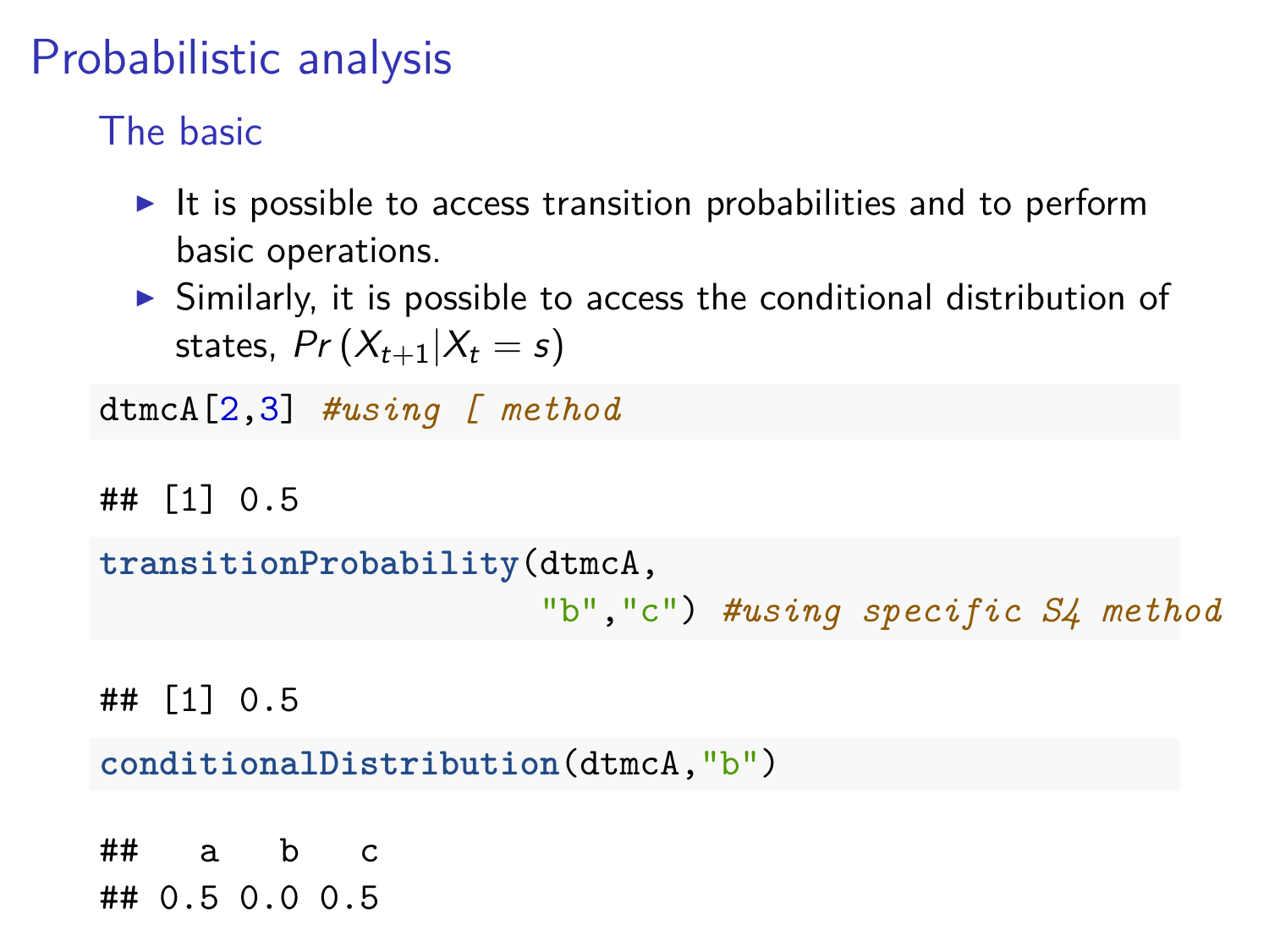# Probabilistic analysis

## The basic

- It is possible to access transition probabilities and to perform basic operations.
- Similarly, it is possible to access the conditional distribution of states, $Pr(X_{t+1}|X_t = s)$

```
dtmcA[2,3] #using [ method
```

```
## [1] 0.5
```

```
transitionProbability(dtmcA,
                      "b","c") #using specific S4 method
```

```
## [1] 0.5
```

```
conditionalDistribution(dtmcA,"b")
```

```
##   a   b   c
## 0.5 0.0 0.5
```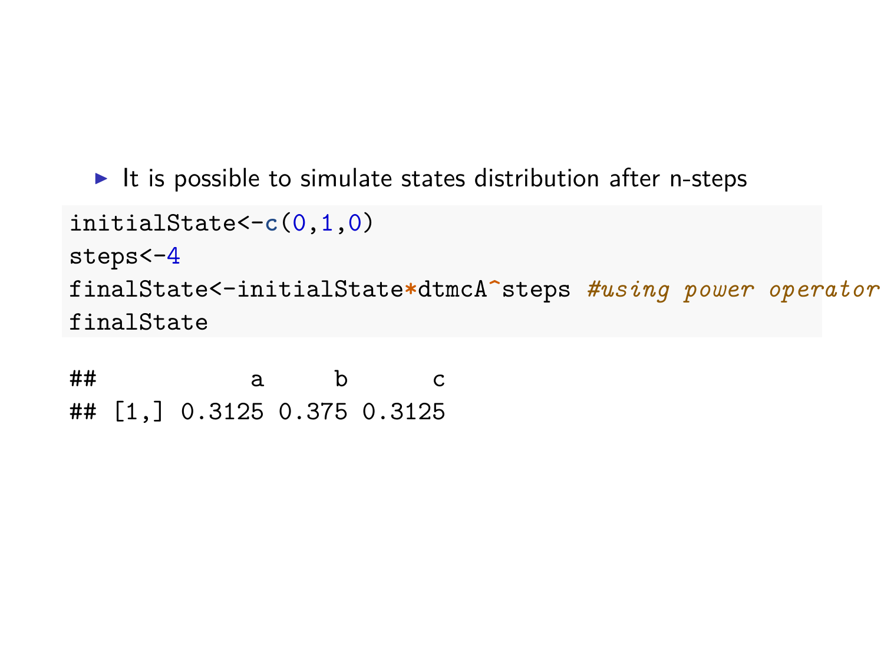- It is possible to simulate states distribution after n-steps

```
initialState<-c(0,1,0)
steps<-4
finalState<-initialState*dtmcA^steps #using power operator
finalState
```

```
##           a     b      c
## [1,] 0.3125 0.375 0.3125
```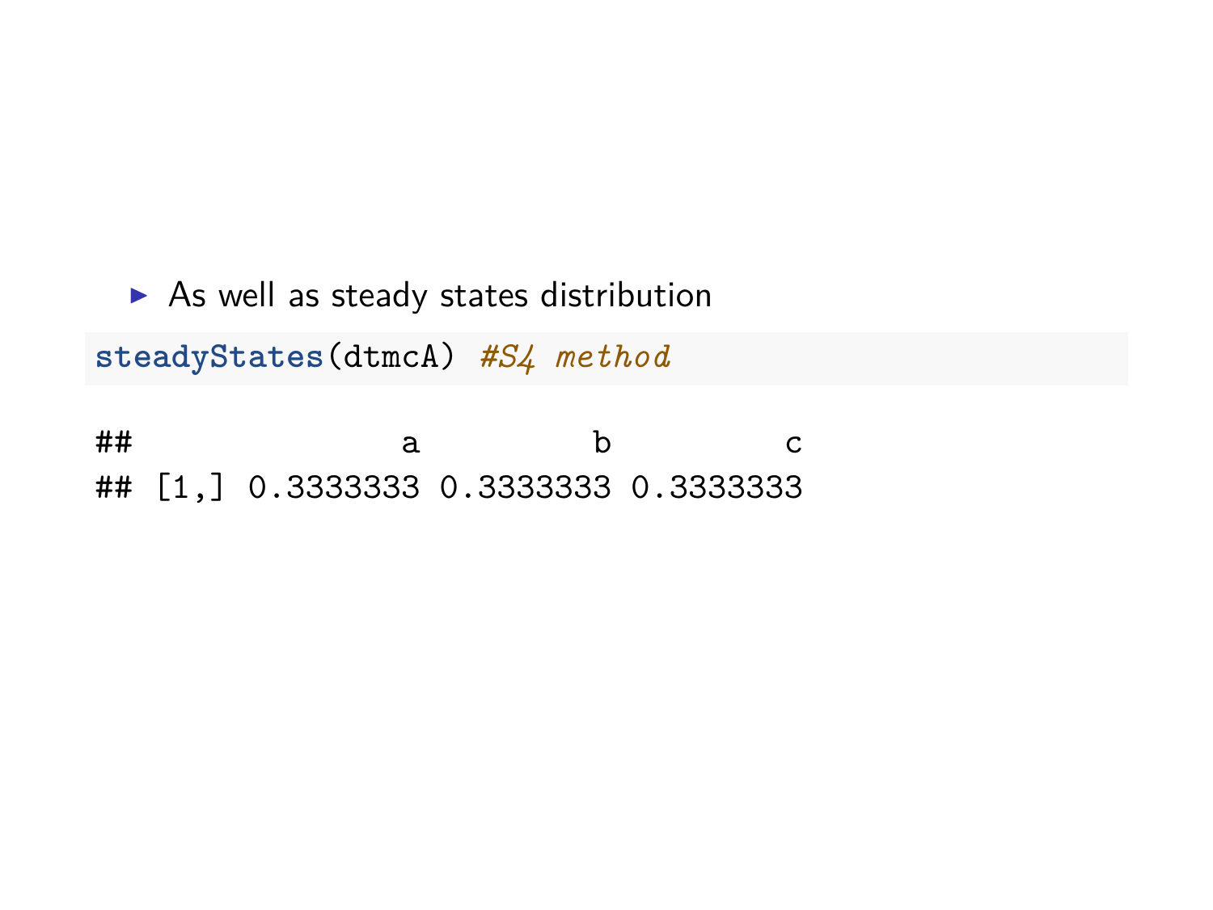- As well as steady states distribution

```
steadyStates(dtmcA) #S4 method
```

```
##              a         b         c
## [1,] 0.3333333 0.3333333 0.3333333
```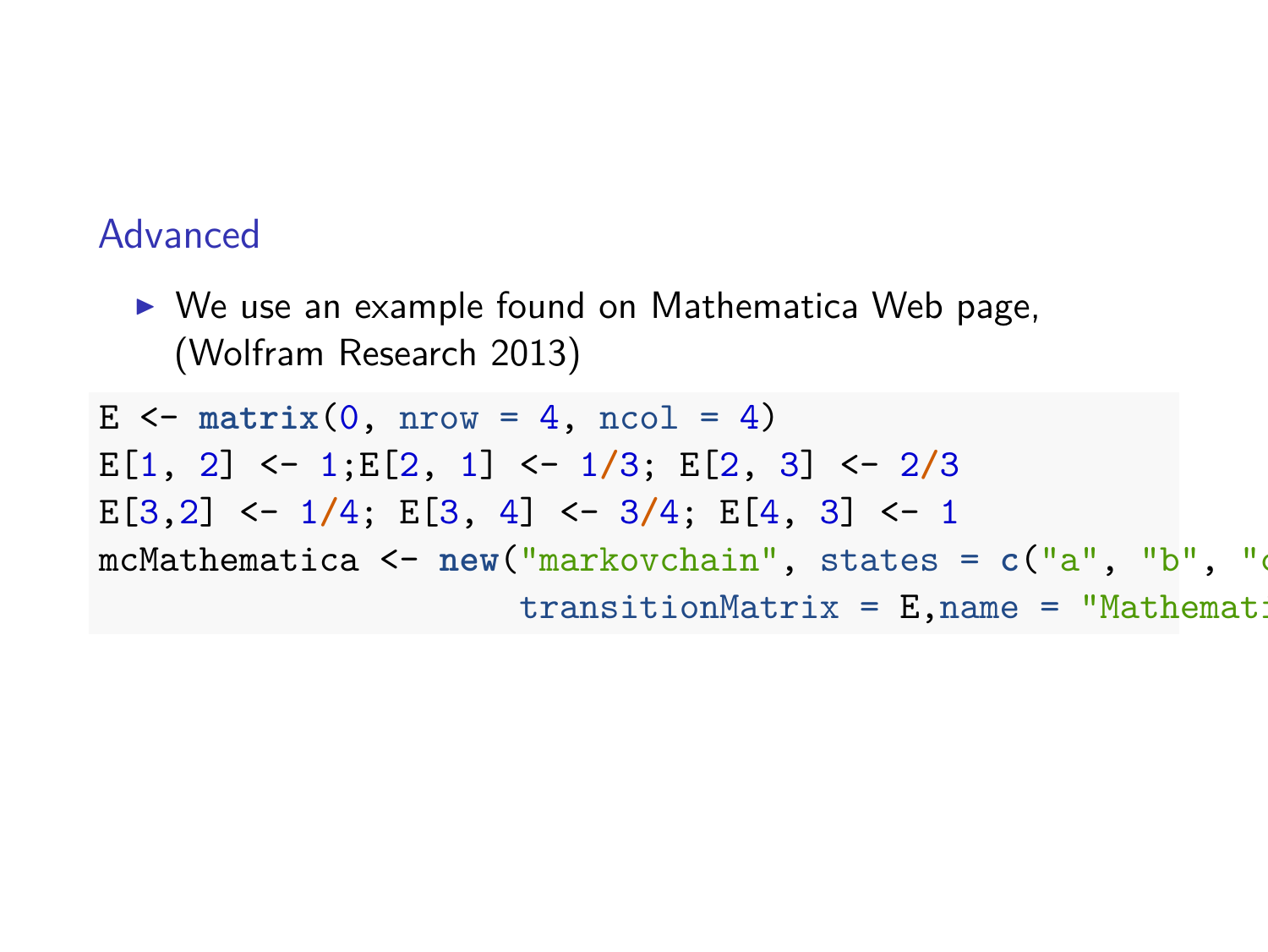## Advanced

- We use an example found on Mathematica Web page, (Wolfram Research 2013)

```
E <- matrix(0, nrow = 4, ncol = 4)
E[1, 2] <- 1;E[2, 1] <- 1/3; E[2, 3] <- 2/3
E[3,2] <- 1/4; E[3, 4] <- 3/4; E[4, 3] <- 1
mcMathematica <- new("markovchain", states = c("a", "b", "c
                     transitionMatrix = E,name = "Mathemati
```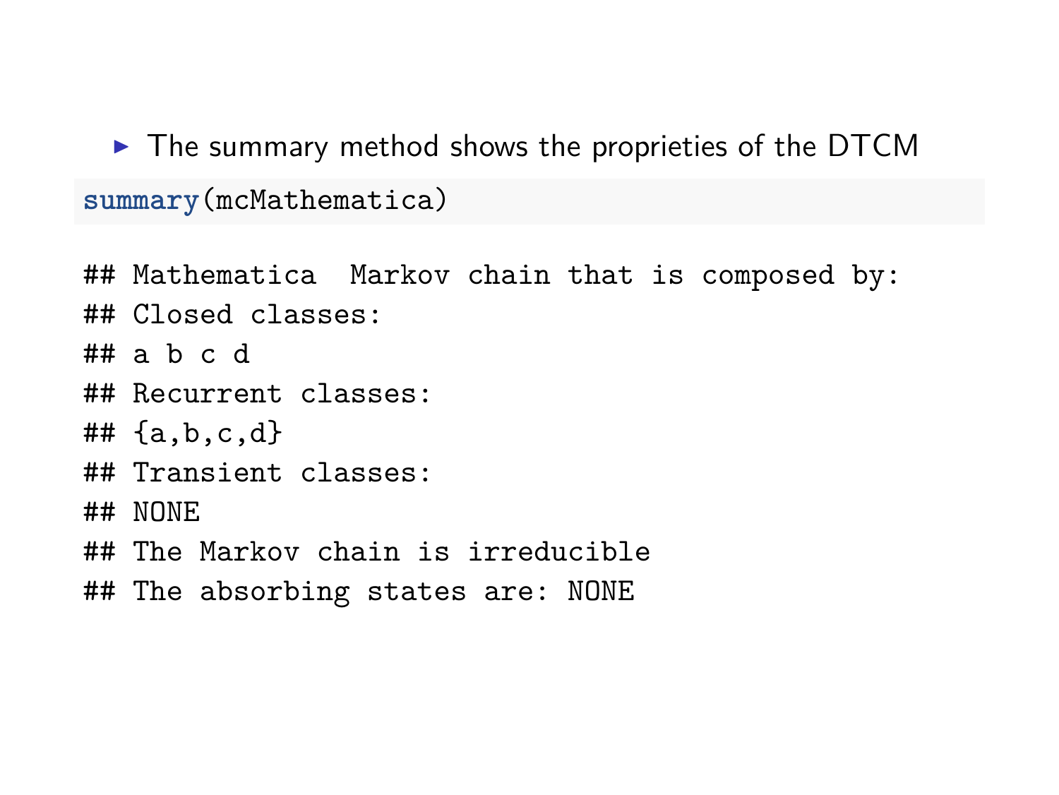- The summary method shows the proprieties of the DTCM

```r
summary(mcMathematica)
```

```
## Mathematica  Markov chain that is composed by:
## Closed classes:
## a b c d
## Recurrent classes:
## {a,b,c,d}
## Transient classes:
## NONE
## The Markov chain is irreducible
## The absorbing states are: NONE
```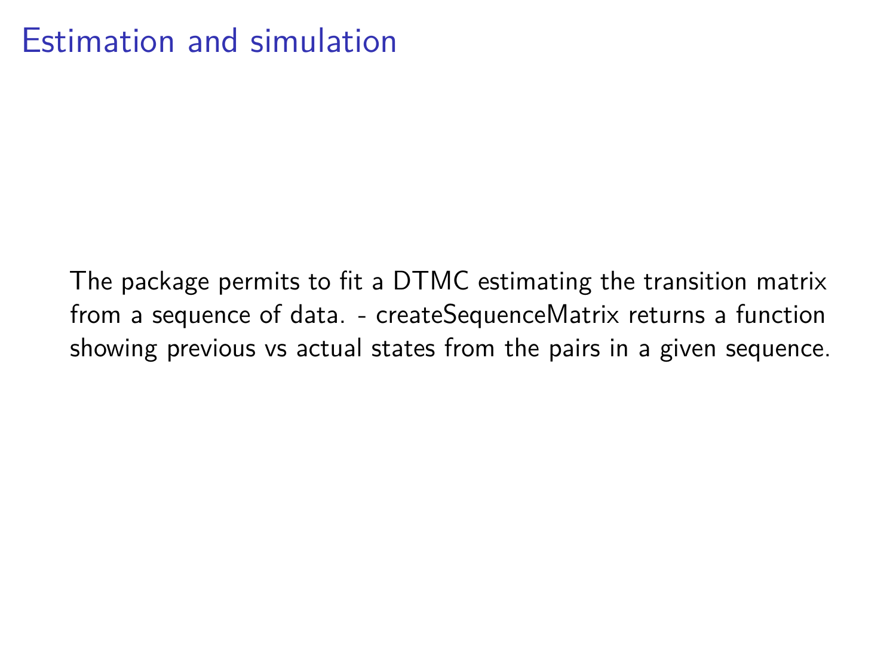# Estimation and simulation

The package permits to fit a DTMC estimating the transition matrix from a sequence of data. - createSequenceMatrix returns a function showing previous vs actual states from the pairs in a given sequence.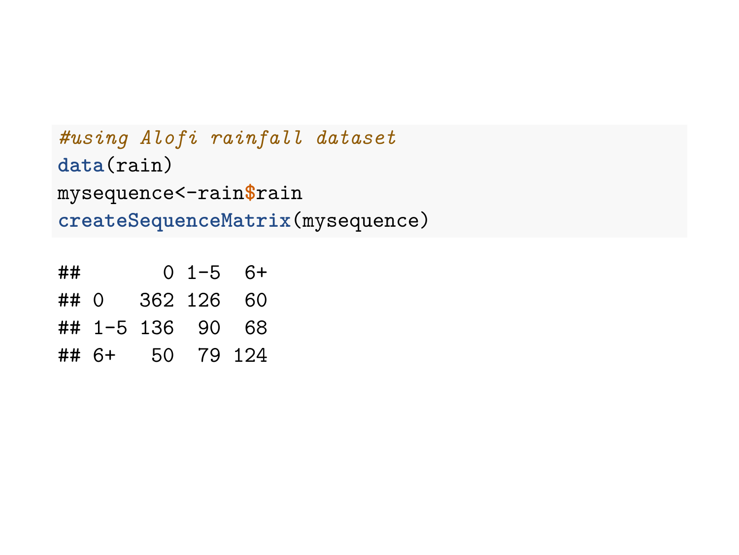```r
#using Alofi rainfall dataset
data(rain)
mysequence<-rain$rain
createSequenceMatrix(mysequence)
```

```
##       0 1-5  6+
## 0   362 126  60
## 1-5 136  90  68
## 6+   50  79 124
```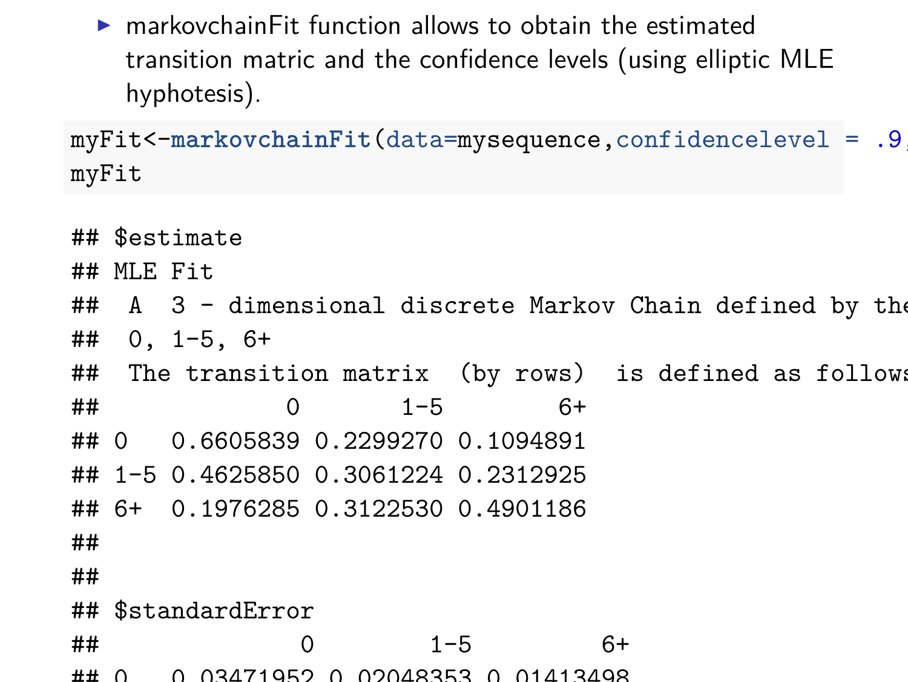- markovchainFit function allows to obtain the estimated transition matric and the confidence levels (using elliptic MLE hyphotesis).

```
myFit<-markovchainFit(data=mysequence,confidencelevel = .9
myFit
```

```
## $estimate
## MLE Fit
##  A  3 - dimensional discrete Markov Chain defined by the
##  0, 1-5, 6+
##  The transition matrix  (by rows)  is defined as follows
##             0       1-5        6+
## 0   0.6605839 0.2299270 0.1094891
## 1-5 0.4625850 0.3061224 0.2312925
## 6+  0.1976285 0.3122530 0.4901186
##
##
## $standardError
##              0        1-5         6+
## 0    0.03471952 0.02048353 0.01413498
```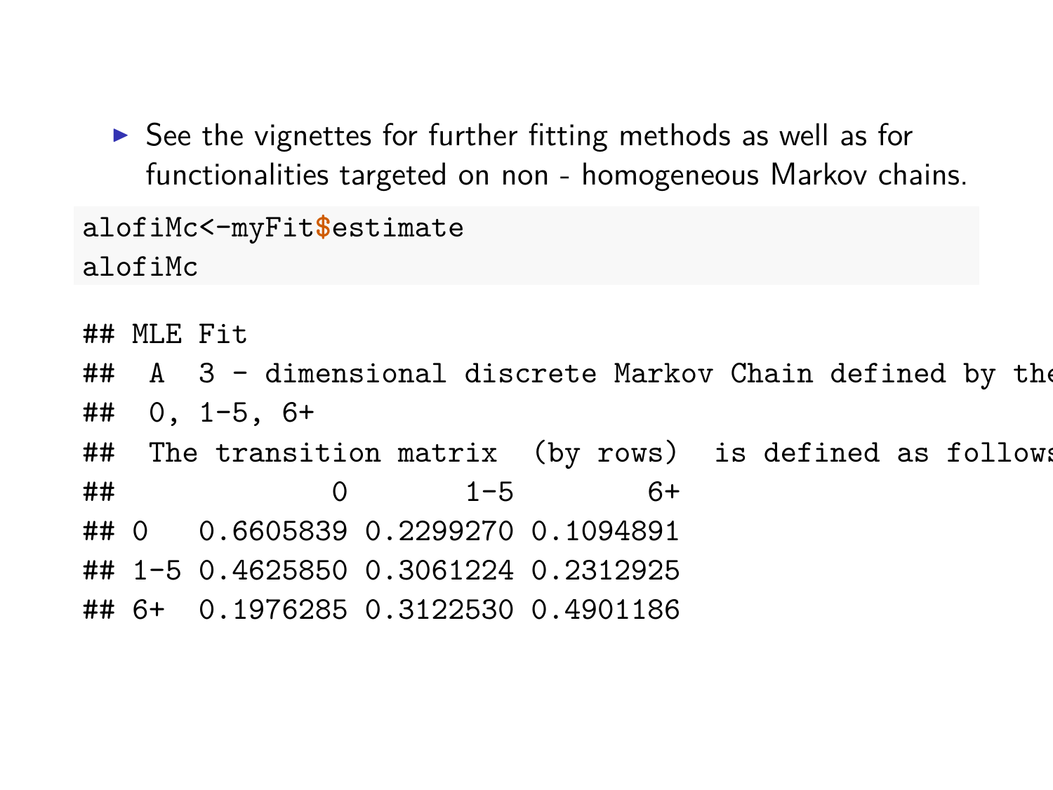- See the vignettes for further fitting methods as well as for functionalities targeted on non - homogeneous Markov chains.

```
alofiMc<-myFit$estimate
alofiMc
```

```
## MLE Fit
##  A  3 - dimensional discrete Markov Chain defined by the
##  0, 1-5, 6+
##  The transition matrix  (by rows)  is defined as follows
##              0       1-5        6+
## 0   0.6605839 0.2299270 0.1094891
## 1-5 0.4625850 0.3061224 0.2312925
## 6+  0.1976285 0.3122530 0.4901186
```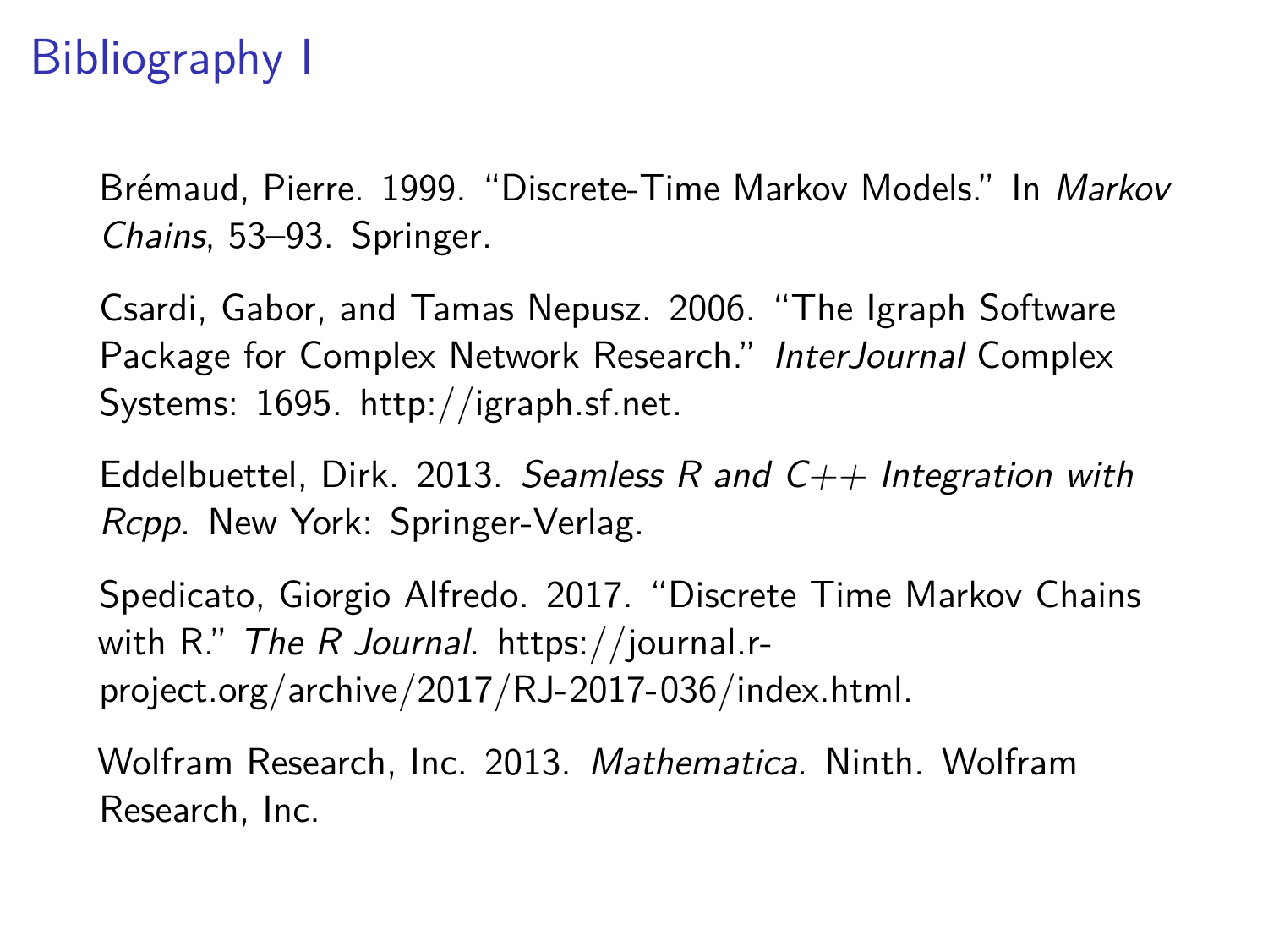# Bibliography I

Brémaud, Pierre. 1999. "Discrete-Time Markov Models." In *Markov Chains*, 53–93. Springer.

Csardi, Gabor, and Tamas Nepusz. 2006. "The Igraph Software Package for Complex Network Research." *InterJournal* Complex Systems: 1695. http://igraph.sf.net.

Eddelbuettel, Dirk. 2013. *Seamless R and C++ Integration with Rcpp*. New York: Springer-Verlag.

Spedicato, Giorgio Alfredo. 2017. "Discrete Time Markov Chains with R." *The R Journal*. https://journal.r-project.org/archive/2017/RJ-2017-036/index.html.

Wolfram Research, Inc. 2013. *Mathematica*. Ninth. Wolfram Research, Inc.